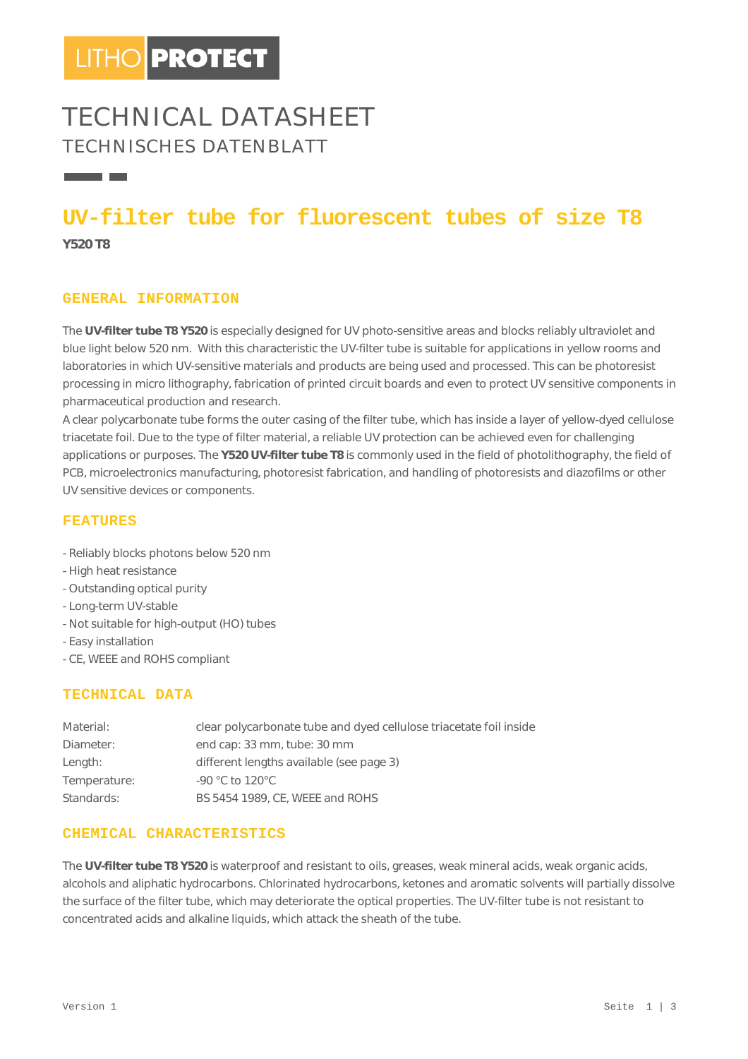LITHO PROTECT

# TECHNICAL DATASHEET

TECHNISCHES DATENBLATT

## UV-filter tube for fluorescent tubes of size T8

**Y520 T8**

### GENERAL INFORMATION

The **UV-filter tube T8 Y520** is especially designed for UV photo-sensitive areas and blocks reliably ultraviolet and blue light below 520 nm. With this characteristic the UV-filter tube is suitable for applications in yellow rooms and laboratories in which UV-sensitive materials and products are being used and processed. This can be photoresist processing in micro lithography, fabrication of printed circuit boards and even to protect UV sensitive components in pharmaceutical production and research.

A clear polycarbonate tube forms the outer casing of the filter tube, which has inside a layer of yellow-dyed cellulose triacetate foil. Due to the type of filter material, a reliable UV protection can be achieved even for challenging applications or purposes. The **Y520 UV-filter tube T8** is commonly used in the field of photolithography, the field of PCB, microelectronics manufacturing, photoresist fabrication, and handling of photoresists and diazofilms or other UV sensitive devices or components.

### FEATURES

- Reliably blocks photons below 520 nm
- High heat resistance
- Outstanding optical purity
- Long-term UV-stable
- Not suitable for high-output (HO) tubes
- Easy installation
- CE, WEEE and ROHS compliant

### TECHNICAL DATA

| | |
|---|---|
| Material: | clear polycarbonate tube and dyed cellulose triacetate foil inside |
| Diameter: | end cap: 33 mm, tube: 30 mm |
| Length: | different lengths available (see page 3) |
| Temperature: | -90 °C to 120°C |
| Standards: | BS 5454 1989, CE, WEEE and ROHS |

### CHEMICAL CHARACTERISTICS

The **UV-filter tube T8 Y520** is waterproof and resistant to oils, greases, weak mineral acids, weak organic acids, alcohols and aliphatic hydrocarbons. Chlorinated hydrocarbons, ketones and aromatic solvents will partially dissolve the surface of the filter tube, which may deteriorate the optical properties. The UV-filter tube is not resistant to concentrated acids and alkaline liquids, which attack the sheath of the tube.

Version 1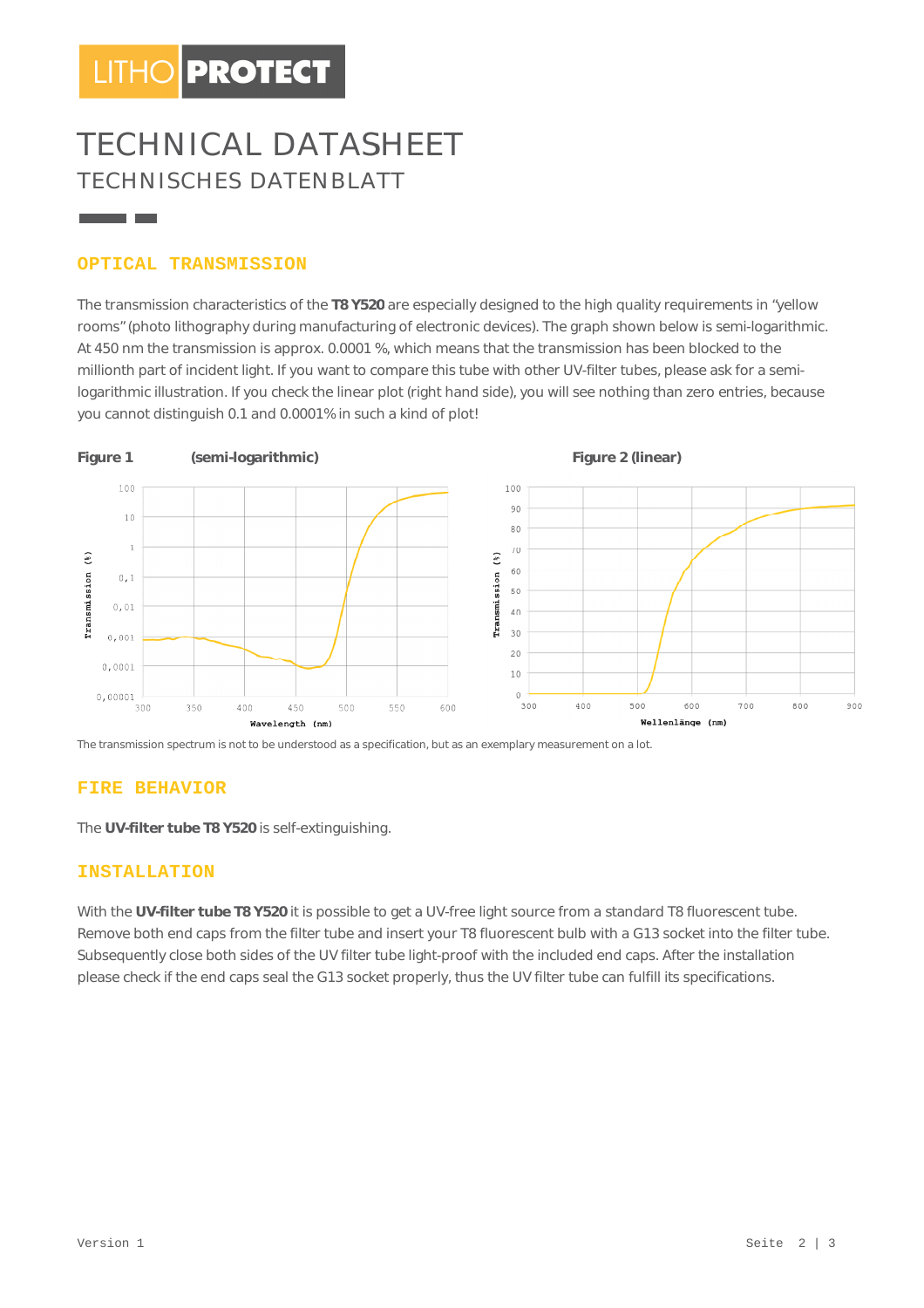# TECHNICAL DATASHEET

## TECHNISCHES DATENBLATT

### OPTICAL TRANSMISSION

The transmission characteristics of the **T8 Y520** are especially designed to the high quality requirements in "yellow rooms" (photo lithography during manufacturing of electronic devices). The graph shown below is semi-logarithmic. At 450 nm the transmission is approx. 0.0001 %, which means that the transmission has been blocked to the millionth part of incident light. If you want to compare this tube with other UV-filter tubes, please ask for a semi-logarithmic illustration. If you check the linear plot (right hand side), you will see nothing than zero entries, because you cannot distinguish 0.1 and 0.0001% in such a kind of plot!

**Figure 1** **(semi-logarithmic)**

**Figure 2 (linear)**

The transmission spectrum is not to be understood as a specification, but as an exemplary measurement on a lot.

### FIRE BEHAVIOR

The **UV-filter tube T8 Y520** is self-extinguishing.

### INSTALLATION

With the **UV-filter tube T8 Y520** it is possible to get a UV-free light source from a standard T8 fluorescent tube. Remove both end caps from the filter tube and insert your T8 fluorescent bulb with a G13 socket into the filter tube. Subsequently close both sides of the UV filter tube light-proof with the included end caps. After the installation please check if the end caps seal the G13 socket properly, thus the UV filter tube can fulfill its specifications.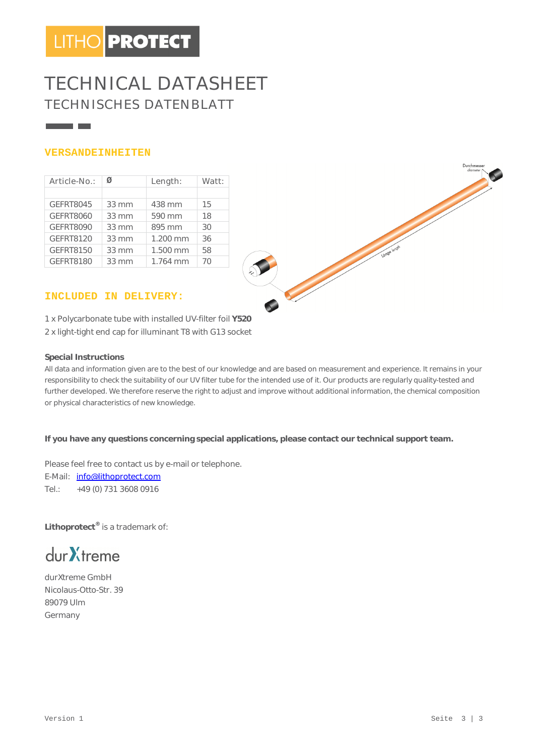LITHO PROTECT

# TECHNICAL DATASHEET

## TECHNISCHES DATENBLATT

### VERSANDEINHEITEN

| Article-No.: | Ø | Length: | Watt: |
|---|---|---|---|
| | | | |
| GEFRT8045 | 33 mm | 438 mm | 15 |
| GEFRT8060 | 33 mm | 590 mm | 18 |
| GEFRT8090 | 33 mm | 895 mm | 30 |
| GEFRT8120 | 33 mm | 1.200 mm | 36 |
| GEFRT8150 | 33 mm | 1.500 mm | 58 |
| GEFRT8180 | 33 mm | 1.764 mm | 70 |

Durchmesser
diameter

Länge length

### INCLUDED IN DELIVERY:

1 x Polycarbonate tube with installed UV-filter foil **Y520**

2 x light-tight end cap for illuminant T8 with G13 socket

**Special Instructions**

All data and information given are to the best of our knowledge and are based on measurement and experience. It remains in your responsibility to check the suitability of our UV filter tube for the intended use of it. Our products are regularly quality-tested and further developed. We therefore reserve the right to adjust and improve without additional information, the chemical composition or physical characteristics of new knowledge.

**If you have any questions concerning special applications, please contact our technical support team.**

Please feel free to contact us by e-mail or telephone.
E-Mail: info@lithoprotect.com
Tel.: +49 (0) 731 3608 0916

**Lithoprotect®** is a trademark of:

durXtreme

durXtreme GmbH
Nicolaus-Otto-Str. 39
89079 Ulm
Germany

Version 1